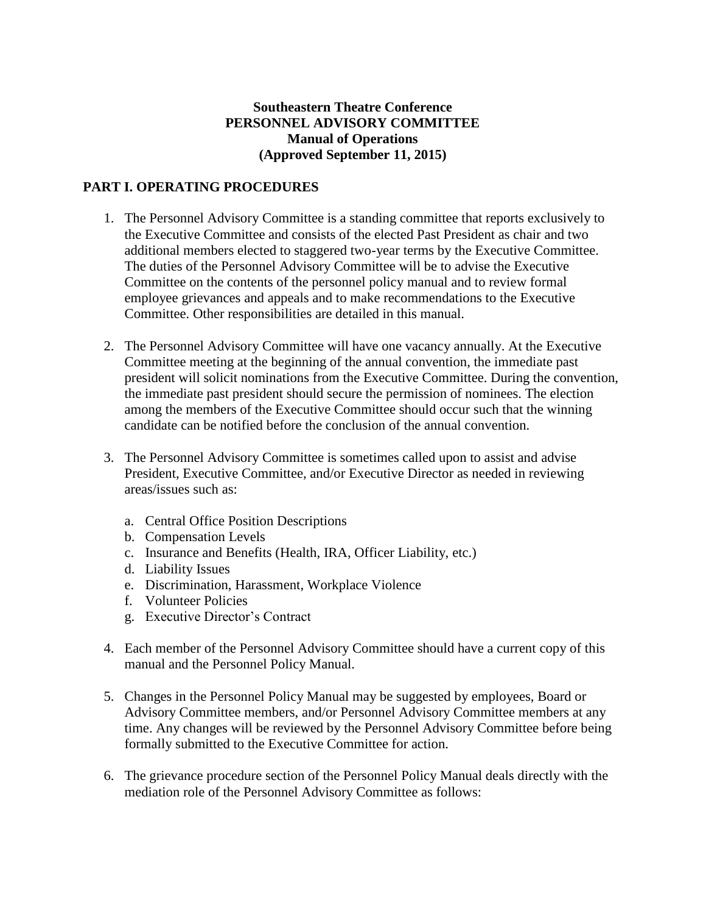**Southeastern Theatre Conference**
**PERSONNEL ADVISORY COMMITTEE**
**Manual of Operations**
**(Approved September 11, 2015)**

## PART I. OPERATING PROCEDURES

1. The Personnel Advisory Committee is a standing committee that reports exclusively to the Executive Committee and consists of the elected Past President as chair and two additional members elected to staggered two-year terms by the Executive Committee. The duties of the Personnel Advisory Committee will be to advise the Executive Committee on the contents of the personnel policy manual and to review formal employee grievances and appeals and to make recommendations to the Executive Committee. Other responsibilities are detailed in this manual.

2. The Personnel Advisory Committee will have one vacancy annually. At the Executive Committee meeting at the beginning of the annual convention, the immediate past president will solicit nominations from the Executive Committee. During the convention, the immediate past president should secure the permission of nominees. The election among the members of the Executive Committee should occur such that the winning candidate can be notified before the conclusion of the annual convention.

3. The Personnel Advisory Committee is sometimes called upon to assist and advise President, Executive Committee, and/or Executive Director as needed in reviewing areas/issues such as:

    a. Central Office Position Descriptions
    b. Compensation Levels
    c. Insurance and Benefits (Health, IRA, Officer Liability, etc.)
    d. Liability Issues
    e. Discrimination, Harassment, Workplace Violence
    f. Volunteer Policies
    g. Executive Director's Contract

4. Each member of the Personnel Advisory Committee should have a current copy of this manual and the Personnel Policy Manual.

5. Changes in the Personnel Policy Manual may be suggested by employees, Board or Advisory Committee members, and/or Personnel Advisory Committee members at any time. Any changes will be reviewed by the Personnel Advisory Committee before being formally submitted to the Executive Committee for action.

6. The grievance procedure section of the Personnel Policy Manual deals directly with the mediation role of the Personnel Advisory Committee as follows: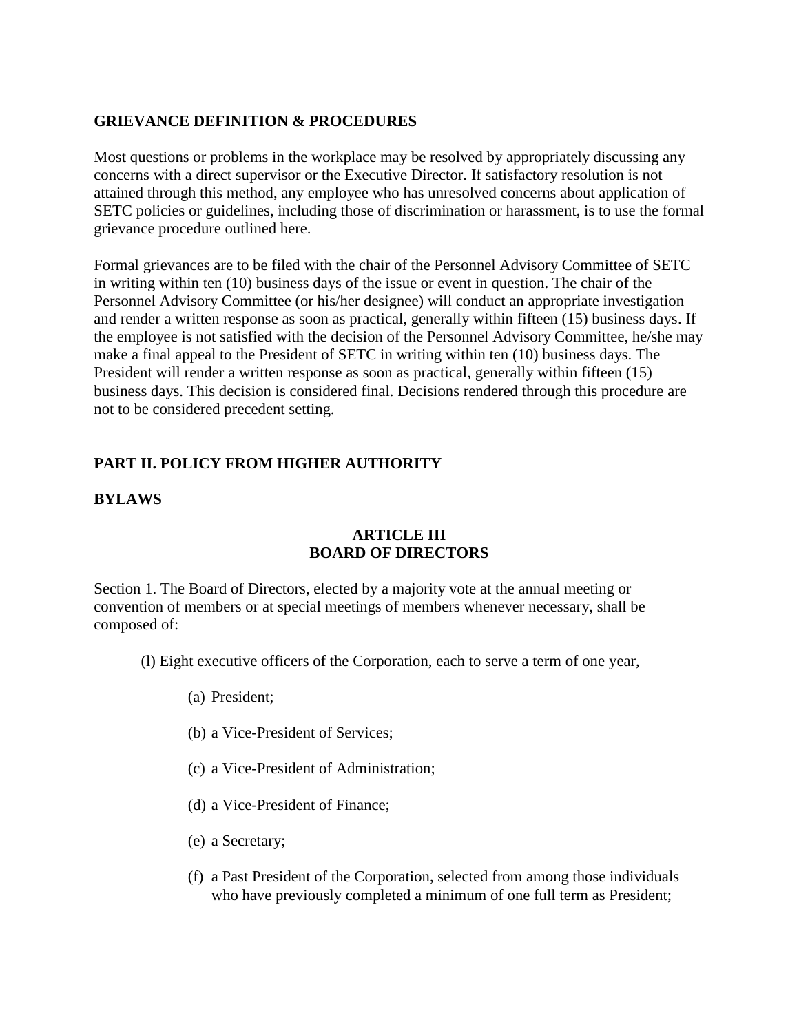## GRIEVANCE DEFINITION & PROCEDURES

Most questions or problems in the workplace may be resolved by appropriately discussing any concerns with a direct supervisor or the Executive Director. If satisfactory resolution is not attained through this method, any employee who has unresolved concerns about application of SETC policies or guidelines, including those of discrimination or harassment, is to use the formal grievance procedure outlined here.

Formal grievances are to be filed with the chair of the Personnel Advisory Committee of SETC in writing within ten (10) business days of the issue or event in question. The chair of the Personnel Advisory Committee (or his/her designee) will conduct an appropriate investigation and render a written response as soon as practical, generally within fifteen (15) business days. If the employee is not satisfied with the decision of the Personnel Advisory Committee, he/she may make a final appeal to the President of SETC in writing within ten (10) business days. The President will render a written response as soon as practical, generally within fifteen (15) business days. This decision is considered final. Decisions rendered through this procedure are not to be considered precedent setting.

# PART II. POLICY FROM HIGHER AUTHORITY

## BYLAWS

### ARTICLE III
### BOARD OF DIRECTORS

Section 1. The Board of Directors, elected by a majority vote at the annual meeting or convention of members or at special meetings of members whenever necessary, shall be composed of:

(l) Eight executive officers of the Corporation, each to serve a term of one year,

- (a) President;
- (b) a Vice-President of Services;
- (c) a Vice-President of Administration;
- (d) a Vice-President of Finance;
- (e) a Secretary;
- (f) a Past President of the Corporation, selected from among those individuals who have previously completed a minimum of one full term as President;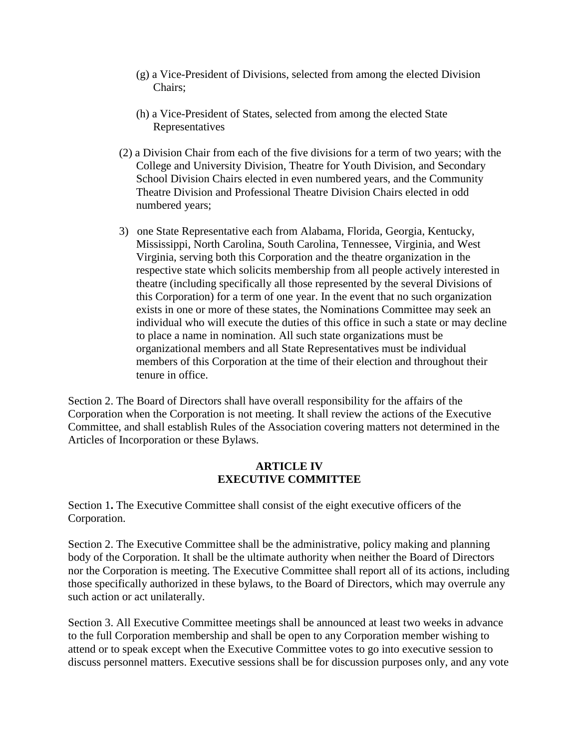(g) a Vice-President of Divisions, selected from among the elected Division Chairs;

(h) a Vice-President of States, selected from among the elected State Representatives

(2) a Division Chair from each of the five divisions for a term of two years; with the College and University Division, Theatre for Youth Division, and Secondary School Division Chairs elected in even numbered years, and the Community Theatre Division and Professional Theatre Division Chairs elected in odd numbered years;

3) one State Representative each from Alabama, Florida, Georgia, Kentucky, Mississippi, North Carolina, South Carolina, Tennessee, Virginia, and West Virginia, serving both this Corporation and the theatre organization in the respective state which solicits membership from all people actively interested in theatre (including specifically all those represented by the several Divisions of this Corporation) for a term of one year. In the event that no such organization exists in one or more of these states, the Nominations Committee may seek an individual who will execute the duties of this office in such a state or may decline to place a name in nomination. All such state organizations must be organizational members and all State Representatives must be individual members of this Corporation at the time of their election and throughout their tenure in office.

Section 2. The Board of Directors shall have overall responsibility for the affairs of the Corporation when the Corporation is not meeting. It shall review the actions of the Executive Committee, and shall establish Rules of the Association covering matters not determined in the Articles of Incorporation or these Bylaws.

## ARTICLE IV
## EXECUTIVE COMMITTEE

Section 1**.** The Executive Committee shall consist of the eight executive officers of the Corporation.

Section 2. The Executive Committee shall be the administrative, policy making and planning body of the Corporation. It shall be the ultimate authority when neither the Board of Directors nor the Corporation is meeting. The Executive Committee shall report all of its actions, including those specifically authorized in these bylaws, to the Board of Directors, which may overrule any such action or act unilaterally.

Section 3. All Executive Committee meetings shall be announced at least two weeks in advance to the full Corporation membership and shall be open to any Corporation member wishing to attend or to speak except when the Executive Committee votes to go into executive session to discuss personnel matters. Executive sessions shall be for discussion purposes only, and any vote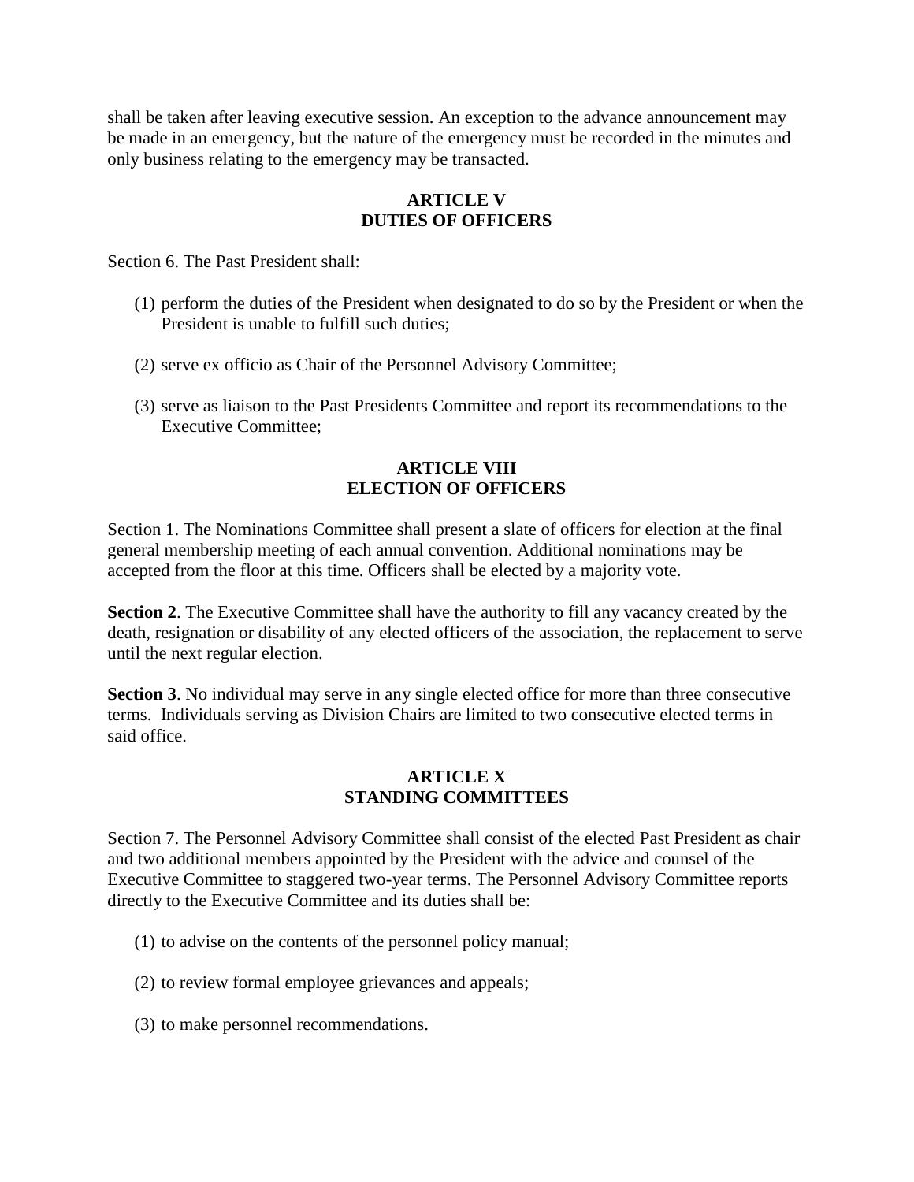shall be taken after leaving executive session. An exception to the advance announcement may be made in an emergency, but the nature of the emergency must be recorded in the minutes and only business relating to the emergency may be transacted.

## ARTICLE V
## DUTIES OF OFFICERS

Section 6. The Past President shall:

(1) perform the duties of the President when designated to do so by the President or when the President is unable to fulfill such duties;

(2) serve ex officio as Chair of the Personnel Advisory Committee;

(3) serve as liaison to the Past Presidents Committee and report its recommendations to the Executive Committee;

## ARTICLE VIII
## ELECTION OF OFFICERS

Section 1. The Nominations Committee shall present a slate of officers for election at the final general membership meeting of each annual convention. Additional nominations may be accepted from the floor at this time. Officers shall be elected by a majority vote.

**Section 2**. The Executive Committee shall have the authority to fill any vacancy created by the death, resignation or disability of any elected officers of the association, the replacement to serve until the next regular election.

**Section 3**. No individual may serve in any single elected office for more than three consecutive terms. Individuals serving as Division Chairs are limited to two consecutive elected terms in said office.

## ARTICLE X
## STANDING COMMITTEES

Section 7. The Personnel Advisory Committee shall consist of the elected Past President as chair and two additional members appointed by the President with the advice and counsel of the Executive Committee to staggered two-year terms. The Personnel Advisory Committee reports directly to the Executive Committee and its duties shall be:

(1) to advise on the contents of the personnel policy manual;

(2) to review formal employee grievances and appeals;

(3) to make personnel recommendations.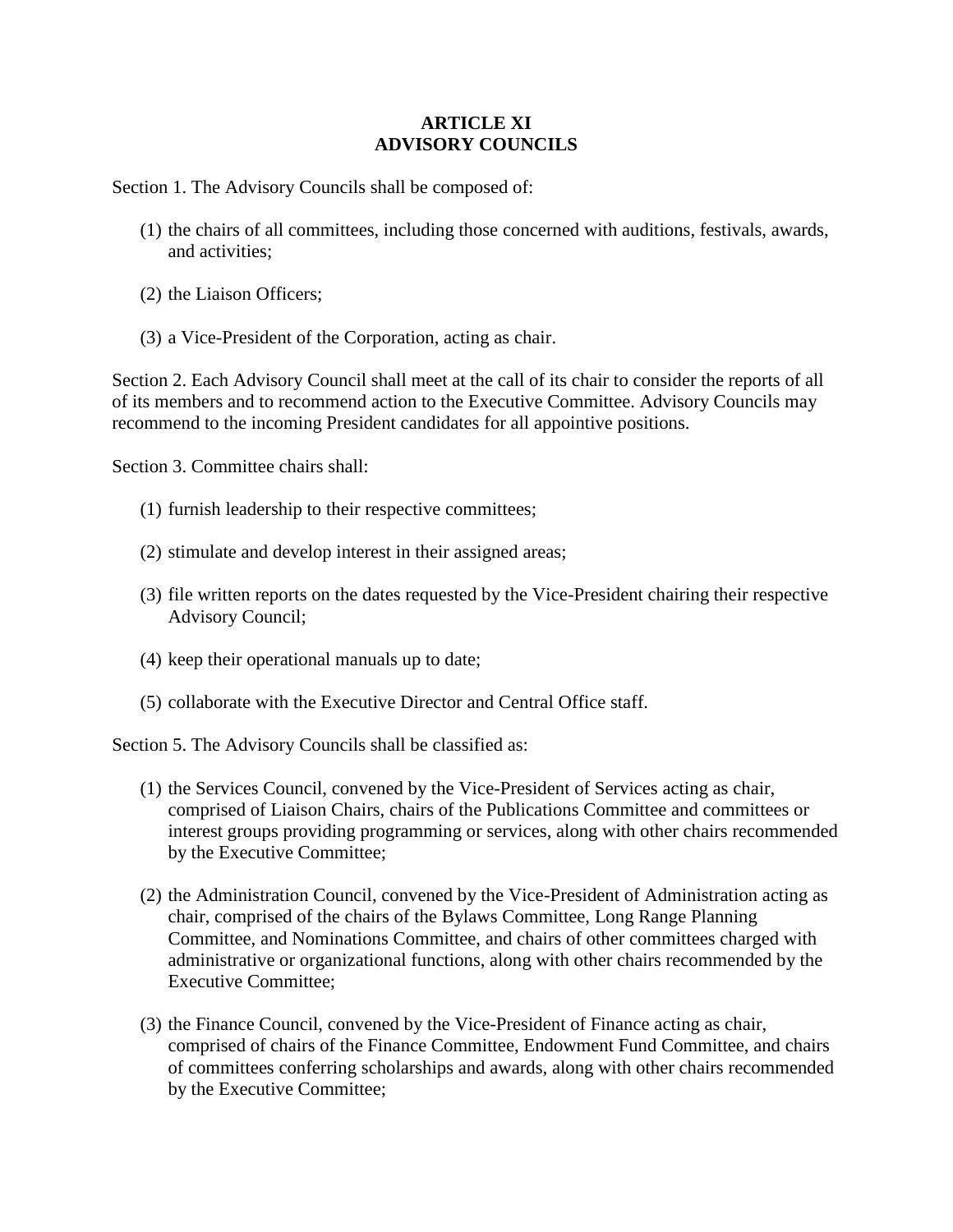## ARTICLE XI
## ADVISORY COUNCILS

Section 1. The Advisory Councils shall be composed of:

(1) the chairs of all committees, including those concerned with auditions, festivals, awards, and activities;

(2) the Liaison Officers;

(3) a Vice-President of the Corporation, acting as chair.

Section 2. Each Advisory Council shall meet at the call of its chair to consider the reports of all of its members and to recommend action to the Executive Committee. Advisory Councils may recommend to the incoming President candidates for all appointive positions.

Section 3. Committee chairs shall:

(1) furnish leadership to their respective committees;

(2) stimulate and develop interest in their assigned areas;

(3) file written reports on the dates requested by the Vice-President chairing their respective Advisory Council;

(4) keep their operational manuals up to date;

(5) collaborate with the Executive Director and Central Office staff.

Section 5. The Advisory Councils shall be classified as:

(1) the Services Council, convened by the Vice-President of Services acting as chair, comprised of Liaison Chairs, chairs of the Publications Committee and committees or interest groups providing programming or services, along with other chairs recommended by the Executive Committee;

(2) the Administration Council, convened by the Vice-President of Administration acting as chair, comprised of the chairs of the Bylaws Committee, Long Range Planning Committee, and Nominations Committee, and chairs of other committees charged with administrative or organizational functions, along with other chairs recommended by the Executive Committee;

(3) the Finance Council, convened by the Vice-President of Finance acting as chair, comprised of chairs of the Finance Committee, Endowment Fund Committee, and chairs of committees conferring scholarships and awards, along with other chairs recommended by the Executive Committee;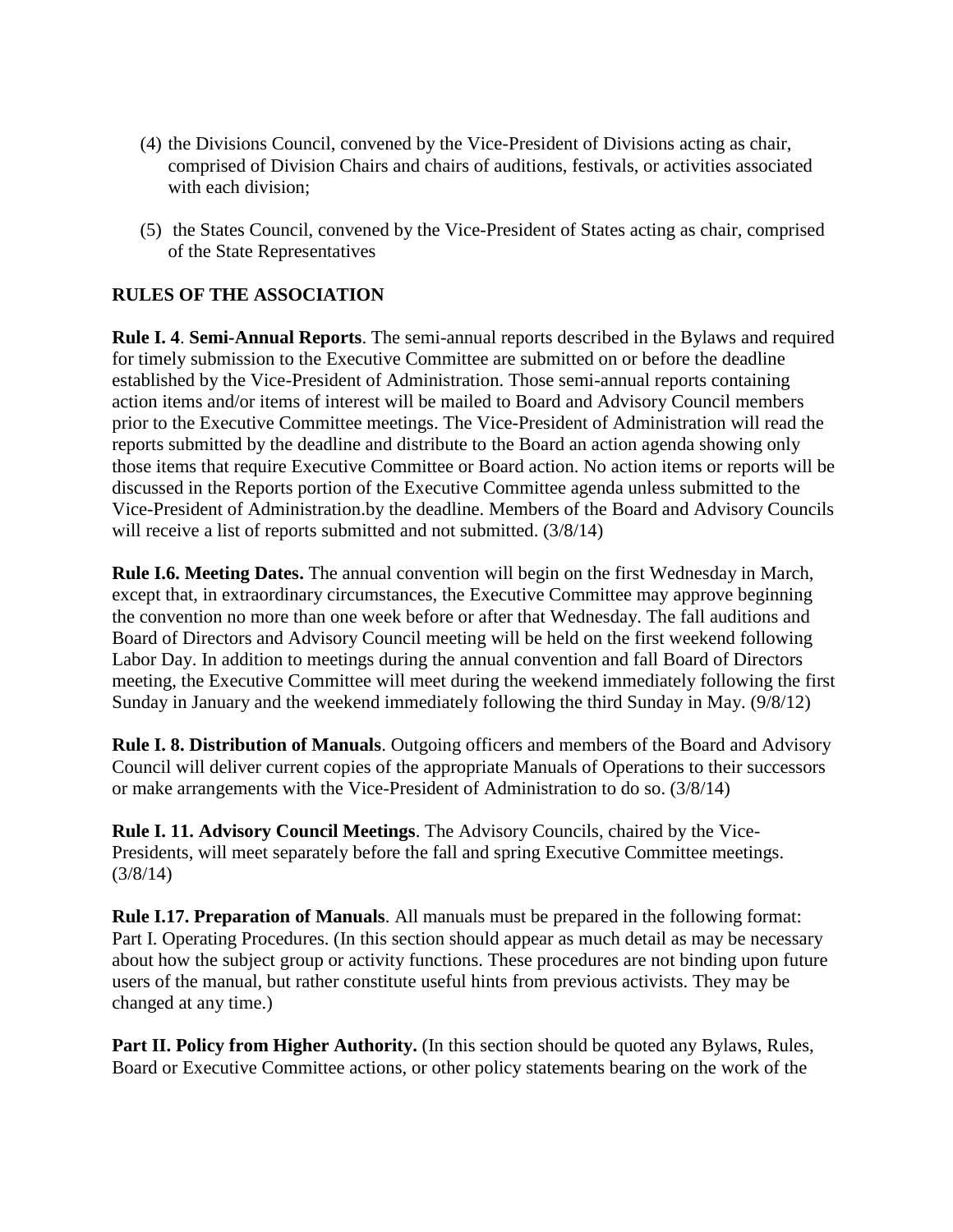(4) the Divisions Council, convened by the Vice-President of Divisions acting as chair, comprised of Division Chairs and chairs of auditions, festivals, or activities associated with each division;

(5) the States Council, convened by the Vice-President of States acting as chair, comprised of the State Representatives

**RULES OF THE ASSOCIATION**

**Rule I. 4**. **Semi-Annual Reports**. The semi-annual reports described in the Bylaws and required for timely submission to the Executive Committee are submitted on or before the deadline established by the Vice-President of Administration. Those semi-annual reports containing action items and/or items of interest will be mailed to Board and Advisory Council members prior to the Executive Committee meetings. The Vice-President of Administration will read the reports submitted by the deadline and distribute to the Board an action agenda showing only those items that require Executive Committee or Board action. No action items or reports will be discussed in the Reports portion of the Executive Committee agenda unless submitted to the Vice-President of Administration.by the deadline. Members of the Board and Advisory Councils will receive a list of reports submitted and not submitted. (3/8/14)

**Rule I.6. Meeting Dates.** The annual convention will begin on the first Wednesday in March, except that, in extraordinary circumstances, the Executive Committee may approve beginning the convention no more than one week before or after that Wednesday. The fall auditions and Board of Directors and Advisory Council meeting will be held on the first weekend following Labor Day. In addition to meetings during the annual convention and fall Board of Directors meeting, the Executive Committee will meet during the weekend immediately following the first Sunday in January and the weekend immediately following the third Sunday in May. (9/8/12)

**Rule I. 8. Distribution of Manuals**. Outgoing officers and members of the Board and Advisory Council will deliver current copies of the appropriate Manuals of Operations to their successors or make arrangements with the Vice-President of Administration to do so. (3/8/14)

**Rule I. 11. Advisory Council Meetings**. The Advisory Councils, chaired by the Vice-Presidents, will meet separately before the fall and spring Executive Committee meetings. (3/8/14)

**Rule I.17. Preparation of Manuals**. All manuals must be prepared in the following format: Part I. Operating Procedures. (In this section should appear as much detail as may be necessary about how the subject group or activity functions. These procedures are not binding upon future users of the manual, but rather constitute useful hints from previous activists. They may be changed at any time.)

**Part II. Policy from Higher Authority.** (In this section should be quoted any Bylaws, Rules, Board or Executive Committee actions, or other policy statements bearing on the work of the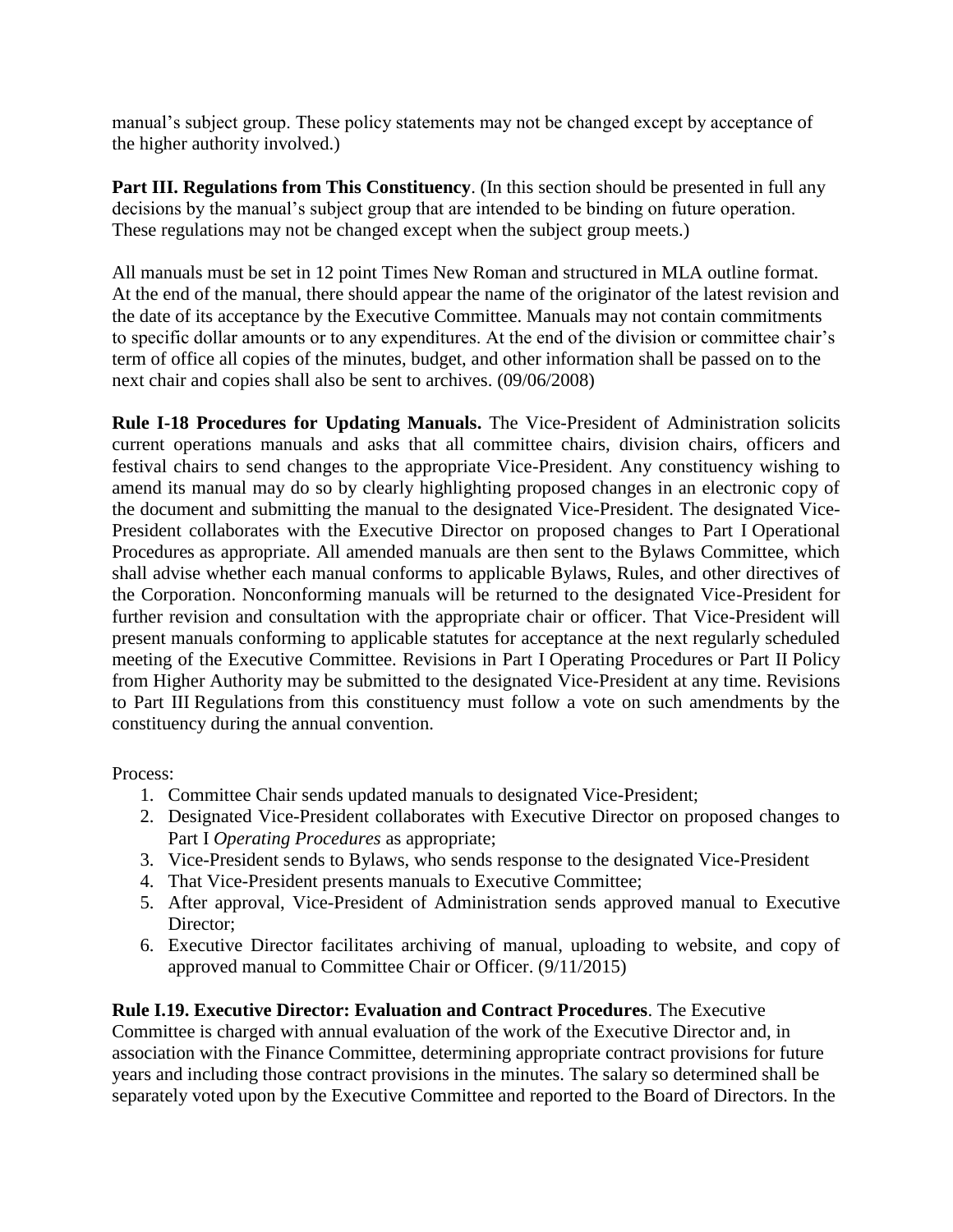manual's subject group. These policy statements may not be changed except by acceptance of the higher authority involved.)

**Part III. Regulations from This Constituency**. (In this section should be presented in full any decisions by the manual's subject group that are intended to be binding on future operation. These regulations may not be changed except when the subject group meets.)

All manuals must be set in 12 point Times New Roman and structured in MLA outline format. At the end of the manual, there should appear the name of the originator of the latest revision and the date of its acceptance by the Executive Committee. Manuals may not contain commitments to specific dollar amounts or to any expenditures. At the end of the division or committee chair's term of office all copies of the minutes, budget, and other information shall be passed on to the next chair and copies shall also be sent to archives. (09/06/2008)

**Rule I-18 Procedures for Updating Manuals.** The Vice-President of Administration solicits current operations manuals and asks that all committee chairs, division chairs, officers and festival chairs to send changes to the appropriate Vice-President. Any constituency wishing to amend its manual may do so by clearly highlighting proposed changes in an electronic copy of the document and submitting the manual to the designated Vice-President. The designated Vice-President collaborates with the Executive Director on proposed changes to Part I Operational Procedures as appropriate. All amended manuals are then sent to the Bylaws Committee, which shall advise whether each manual conforms to applicable Bylaws, Rules, and other directives of the Corporation. Nonconforming manuals will be returned to the designated Vice-President for further revision and consultation with the appropriate chair or officer. That Vice-President will present manuals conforming to applicable statutes for acceptance at the next regularly scheduled meeting of the Executive Committee. Revisions in Part I Operating Procedures or Part II Policy from Higher Authority may be submitted to the designated Vice-President at any time. Revisions to Part III Regulations from this constituency must follow a vote on such amendments by the constituency during the annual convention.

Process:

1. Committee Chair sends updated manuals to designated Vice-President;
2. Designated Vice-President collaborates with Executive Director on proposed changes to Part I *Operating Procedures* as appropriate;
3. Vice-President sends to Bylaws, who sends response to the designated Vice-President
4. That Vice-President presents manuals to Executive Committee;
5. After approval, Vice-President of Administration sends approved manual to Executive Director;
6. Executive Director facilitates archiving of manual, uploading to website, and copy of approved manual to Committee Chair or Officer. (9/11/2015)

**Rule I.19. Executive Director: Evaluation and Contract Procedures**. The Executive Committee is charged with annual evaluation of the work of the Executive Director and, in association with the Finance Committee, determining appropriate contract provisions for future years and including those contract provisions in the minutes. The salary so determined shall be separately voted upon by the Executive Committee and reported to the Board of Directors. In the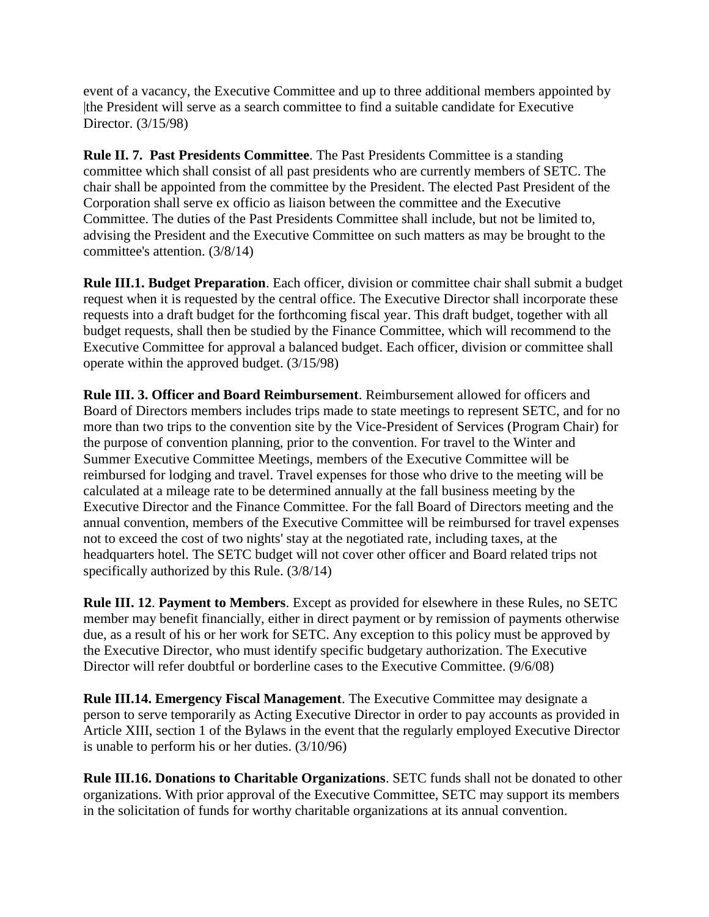event of a vacancy, the Executive Committee and up to three additional members appointed by |the President will serve as a search committee to find a suitable candidate for Executive Director. (3/15/98)

**Rule II. 7. Past Presidents Committee**. The Past Presidents Committee is a standing committee which shall consist of all past presidents who are currently members of SETC. The chair shall be appointed from the committee by the President. The elected Past President of the Corporation shall serve ex officio as liaison between the committee and the Executive Committee. The duties of the Past Presidents Committee shall include, but not be limited to, advising the President and the Executive Committee on such matters as may be brought to the committee's attention. (3/8/14)

**Rule III.1. Budget Preparation**. Each officer, division or committee chair shall submit a budget request when it is requested by the central office. The Executive Director shall incorporate these requests into a draft budget for the forthcoming fiscal year. This draft budget, together with all budget requests, shall then be studied by the Finance Committee, which will recommend to the Executive Committee for approval a balanced budget. Each officer, division or committee shall operate within the approved budget. (3/15/98)

**Rule III. 3. Officer and Board Reimbursement**. Reimbursement allowed for officers and Board of Directors members includes trips made to state meetings to represent SETC, and for no more than two trips to the convention site by the Vice-President of Services (Program Chair) for the purpose of convention planning, prior to the convention. For travel to the Winter and Summer Executive Committee Meetings, members of the Executive Committee will be reimbursed for lodging and travel. Travel expenses for those who drive to the meeting will be calculated at a mileage rate to be determined annually at the fall business meeting by the Executive Director and the Finance Committee. For the fall Board of Directors meeting and the annual convention, members of the Executive Committee will be reimbursed for travel expenses not to exceed the cost of two nights' stay at the negotiated rate, including taxes, at the headquarters hotel. The SETC budget will not cover other officer and Board related trips not specifically authorized by this Rule. (3/8/14)

**Rule III. 12**. **Payment to Members**. Except as provided for elsewhere in these Rules, no SETC member may benefit financially, either in direct payment or by remission of payments otherwise due, as a result of his or her work for SETC. Any exception to this policy must be approved by the Executive Director, who must identify specific budgetary authorization. The Executive Director will refer doubtful or borderline cases to the Executive Committee. (9/6/08)

**Rule III.14. Emergency Fiscal Management**. The Executive Committee may designate a person to serve temporarily as Acting Executive Director in order to pay accounts as provided in Article XIII, section 1 of the Bylaws in the event that the regularly employed Executive Director is unable to perform his or her duties. (3/10/96)

**Rule III.16. Donations to Charitable Organizations**. SETC funds shall not be donated to other organizations. With prior approval of the Executive Committee, SETC may support its members in the solicitation of funds for worthy charitable organizations at its annual convention.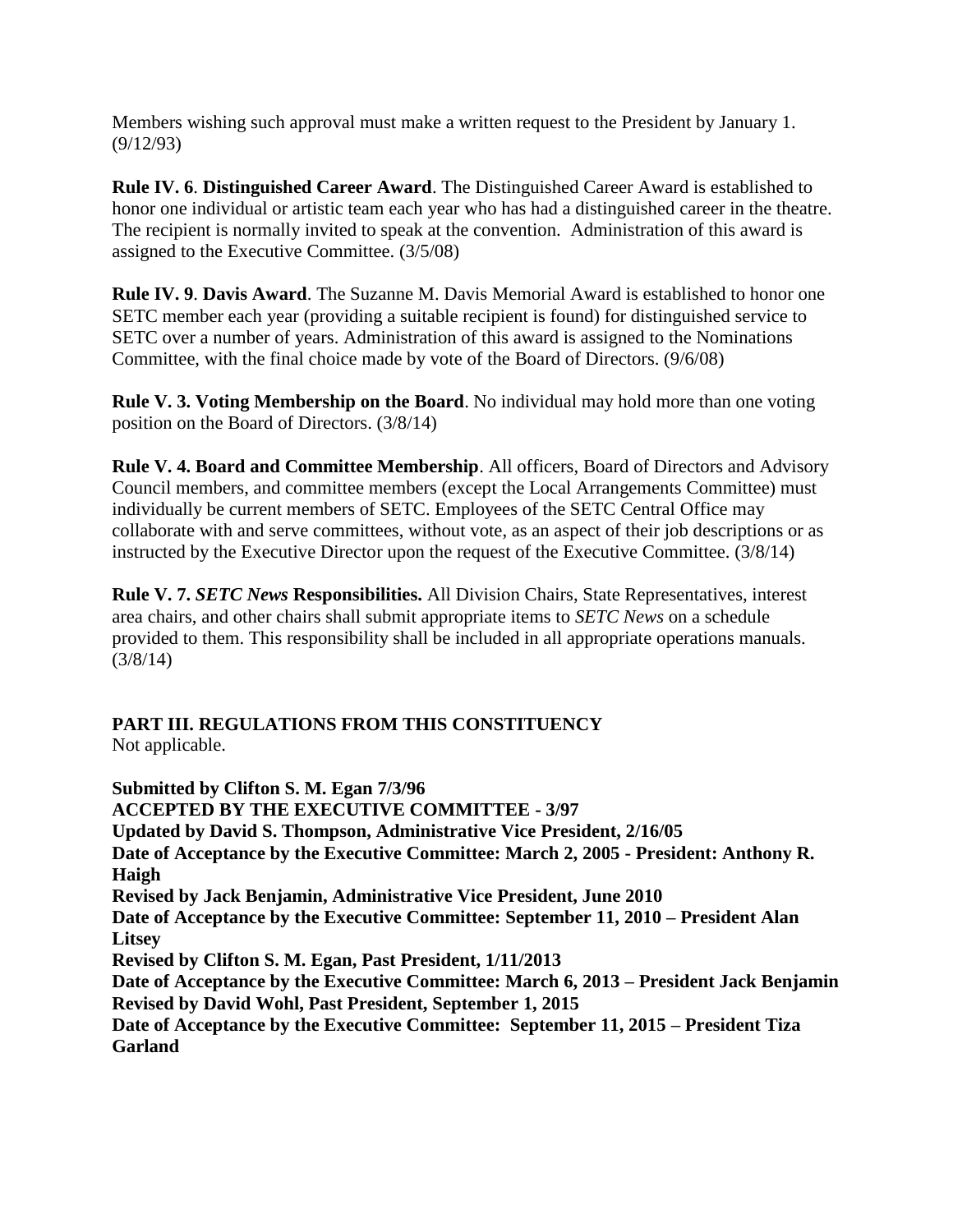Members wishing such approval must make a written request to the President by January 1. (9/12/93)

**Rule IV. 6**. **Distinguished Career Award**. The Distinguished Career Award is established to honor one individual or artistic team each year who has had a distinguished career in the theatre. The recipient is normally invited to speak at the convention. Administration of this award is assigned to the Executive Committee. (3/5/08)

**Rule IV. 9**. **Davis Award**. The Suzanne M. Davis Memorial Award is established to honor one SETC member each year (providing a suitable recipient is found) for distinguished service to SETC over a number of years. Administration of this award is assigned to the Nominations Committee, with the final choice made by vote of the Board of Directors. (9/6/08)

**Rule V. 3. Voting Membership on the Board**. No individual may hold more than one voting position on the Board of Directors. (3/8/14)

**Rule V. 4. Board and Committee Membership**. All officers, Board of Directors and Advisory Council members, and committee members (except the Local Arrangements Committee) must individually be current members of SETC. Employees of the SETC Central Office may collaborate with and serve committees, without vote, as an aspect of their job descriptions or as instructed by the Executive Director upon the request of the Executive Committee. (3/8/14)

**Rule V. 7.** ***SETC News*** **Responsibilities.** All Division Chairs, State Representatives, interest area chairs, and other chairs shall submit appropriate items to *SETC News* on a schedule provided to them. This responsibility shall be included in all appropriate operations manuals. (3/8/14)

**PART III. REGULATIONS FROM THIS CONSTITUENCY**
Not applicable.

**Submitted by Clifton S. M. Egan 7/3/96**
**ACCEPTED BY THE EXECUTIVE COMMITTEE - 3/97**
**Updated by David S. Thompson, Administrative Vice President, 2/16/05**
**Date of Acceptance by the Executive Committee: March 2, 2005 - President: Anthony R. Haigh**
**Revised by Jack Benjamin, Administrative Vice President, June 2010**
**Date of Acceptance by the Executive Committee: September 11, 2010 – President Alan Litsey**
**Revised by Clifton S. M. Egan, Past President, 1/11/2013**
**Date of Acceptance by the Executive Committee: March 6, 2013 – President Jack Benjamin**
**Revised by David Wohl, Past President, September 1, 2015**
**Date of Acceptance by the Executive Committee: September 11, 2015 – President Tiza Garland**